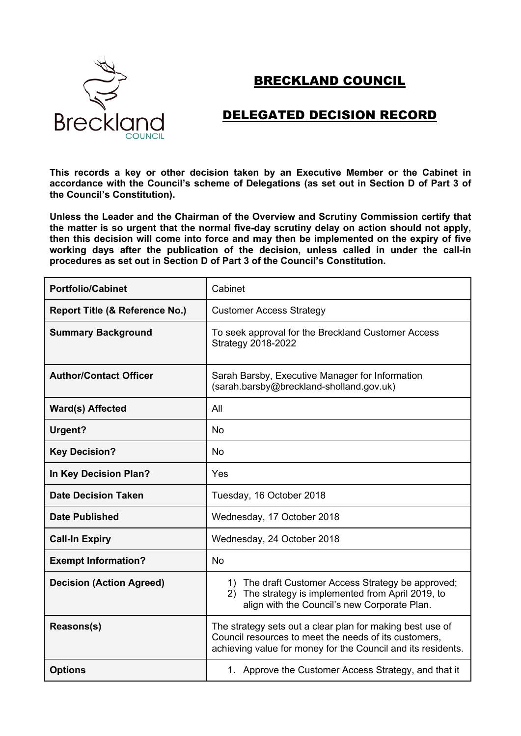# BRECKLAND COUNCIL

## DELEGATED DECISION RECORD

**This records a key or other decision taken by an Executive Member or the Cabinet in accordance with the Council's scheme of Delegations (as set out in Section D of Part 3 of the Council's Constitution).**

**Unless the Leader and the Chairman of the Overview and Scrutiny Commission certify that the matter is so urgent that the normal five-day scrutiny delay on action should not apply, then this decision will come into force and may then be implemented on the expiry of five working days after the publication of the decision, unless called in under the call-in procedures as set out in Section D of Part 3 of the Council's Constitution.**

| | |
|---|---|
| **Portfolio/Cabinet** | Cabinet |
| **Report Title (& Reference No.)** | Customer Access Strategy |
| **Summary Background** | To seek approval for the Breckland Customer Access Strategy 2018-2022 |
| **Author/Contact Officer** | Sarah Barsby, Executive Manager for Information (sarah.barsby@breckland-sholland.gov.uk) |
| **Ward(s) Affected** | All |
| **Urgent?** | No |
| **Key Decision?** | No |
| **In Key Decision Plan?** | Yes |
| **Date Decision Taken** | Tuesday, 16 October 2018 |
| **Date Published** | Wednesday, 17 October 2018 |
| **Call-In Expiry** | Wednesday, 24 October 2018 |
| **Exempt Information?** | No |
| **Decision (Action Agreed)** | 1) The draft Customer Access Strategy be approved;<br>2) The strategy is implemented from April 2019, to align with the Council's new Corporate Plan. |
| **Reasons(s)** | The strategy sets out a clear plan for making best use of Council resources to meet the needs of its customers, achieving value for money for the Council and its residents. |
| **Options** | 1. Approve the Customer Access Strategy, and that it |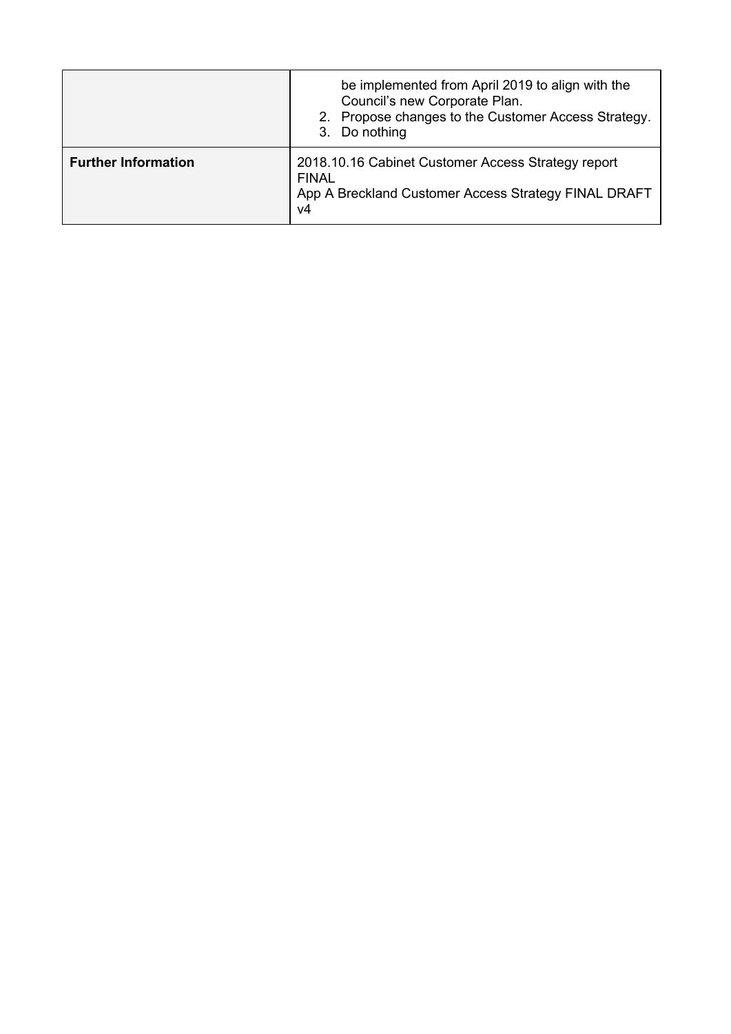| | |
|---|---|
| | be implemented from April 2019 to align with the Council's new Corporate Plan.<br>2. Propose changes to the Customer Access Strategy.<br>3. Do nothing |
| **Further Information** | 2018.10.16 Cabinet Customer Access Strategy report FINAL<br>App A Breckland Customer Access Strategy FINAL DRAFT v4 |